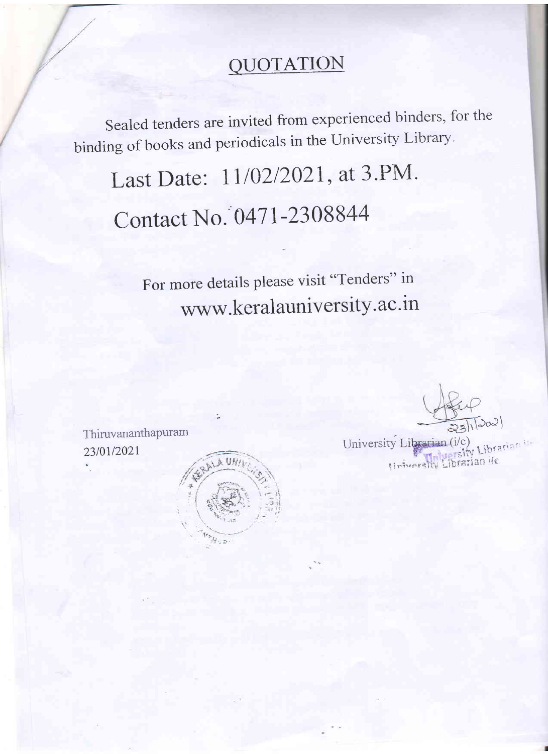# QUOTATION

Sealed tenders are invited from experienced binders, for the binding of books and periodicals in the University Library.

## Last Date: 11/02/2021, at 3.PM.

## Contact No. 0471-2308844

For more details please visit "Tenders" in
www.keralauniversity.ac.in

23/1/2021

University Librarian (i/c)

Thiruvananthapuram
23/01/2021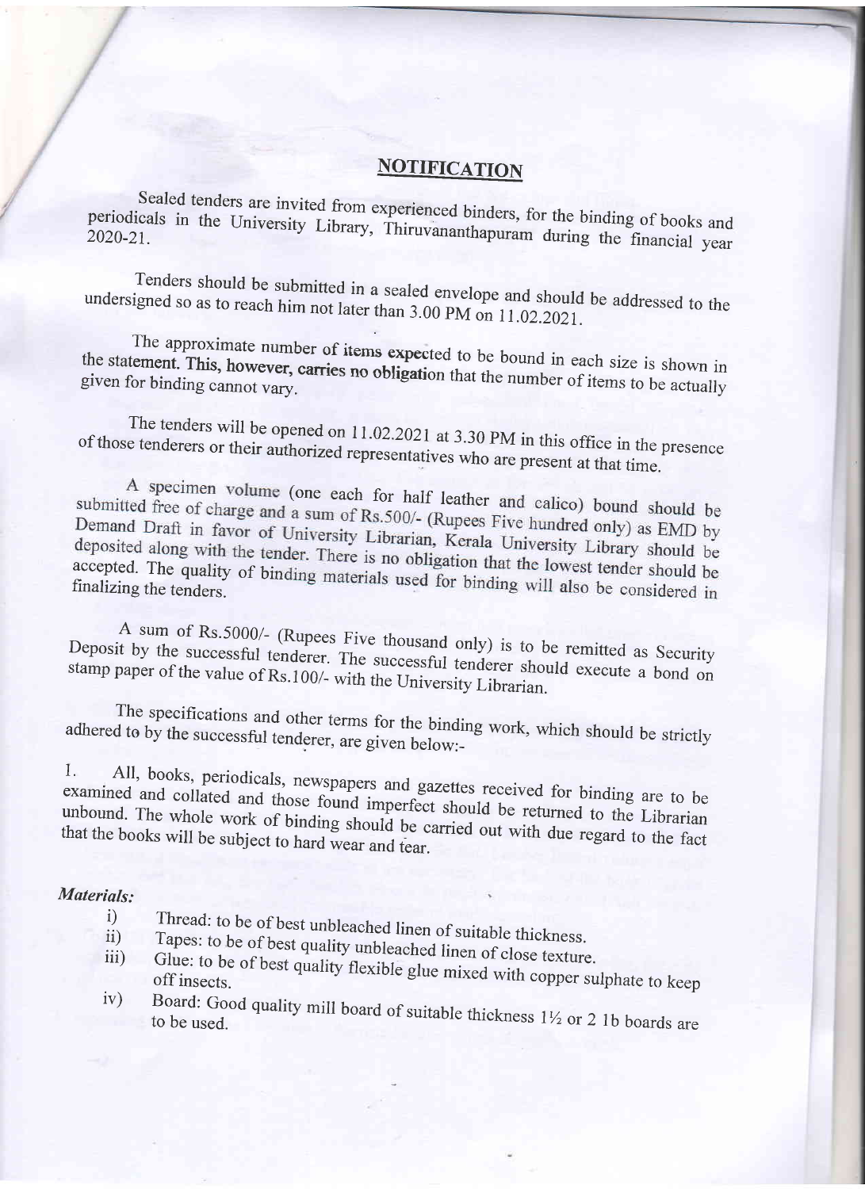# NOTIFICATION

Sealed tenders are invited from experienced binders, for the binding of books and periodicals in the University Library, Thiruvananthapuram during the financial year 2020-21.

Tenders should be submitted in a sealed envelope and should be addressed to the undersigned so as to reach him not later than 3.00 PM on 11.02.2021.

The approximate number of items expected to be bound in each size is shown in the statement. This, however, carries no obligation that the number of items to be actually given for binding cannot vary.

The tenders will be opened on 11.02.2021 at 3.30 PM in this office in the presence of those tenderers or their authorized representatives who are present at that time.

A specimen volume (one each for half leather and calico) bound should be submitted free of charge and a sum of Rs.500/- (Rupees Five hundred only) as EMD by Demand Draft in favor of University Librarian, Kerala University Library should be deposited along with the tender. There is no obligation that the lowest tender should be accepted. The quality of binding materials used for binding will also be considered in finalizing the tenders.

A sum of Rs.5000/- (Rupees Five thousand only) is to be remitted as Security Deposit by the successful tenderer. The successful tenderer should execute a bond on stamp paper of the value of Rs.100/- with the University Librarian.

The specifications and other terms for the binding work, which should be strictly adhered to by the successful tenderer, are given below:-

1. All, books, periodicals, newspapers and gazettes received for binding are to be examined and collated and those found imperfect should be returned to the Librarian unbound. The whole work of binding should be carried out with due regard to the fact that the books will be subject to hard wear and tear.

*Materials:*

i) Thread: to be of best unbleached linen of suitable thickness.
ii) Tapes: to be of best quality unbleached linen of close texture.
iii) Glue: to be of best quality flexible glue mixed with copper sulphate to keep off insects.
iv) Board: Good quality mill board of suitable thickness 1½ or 2 1b boards are to be used.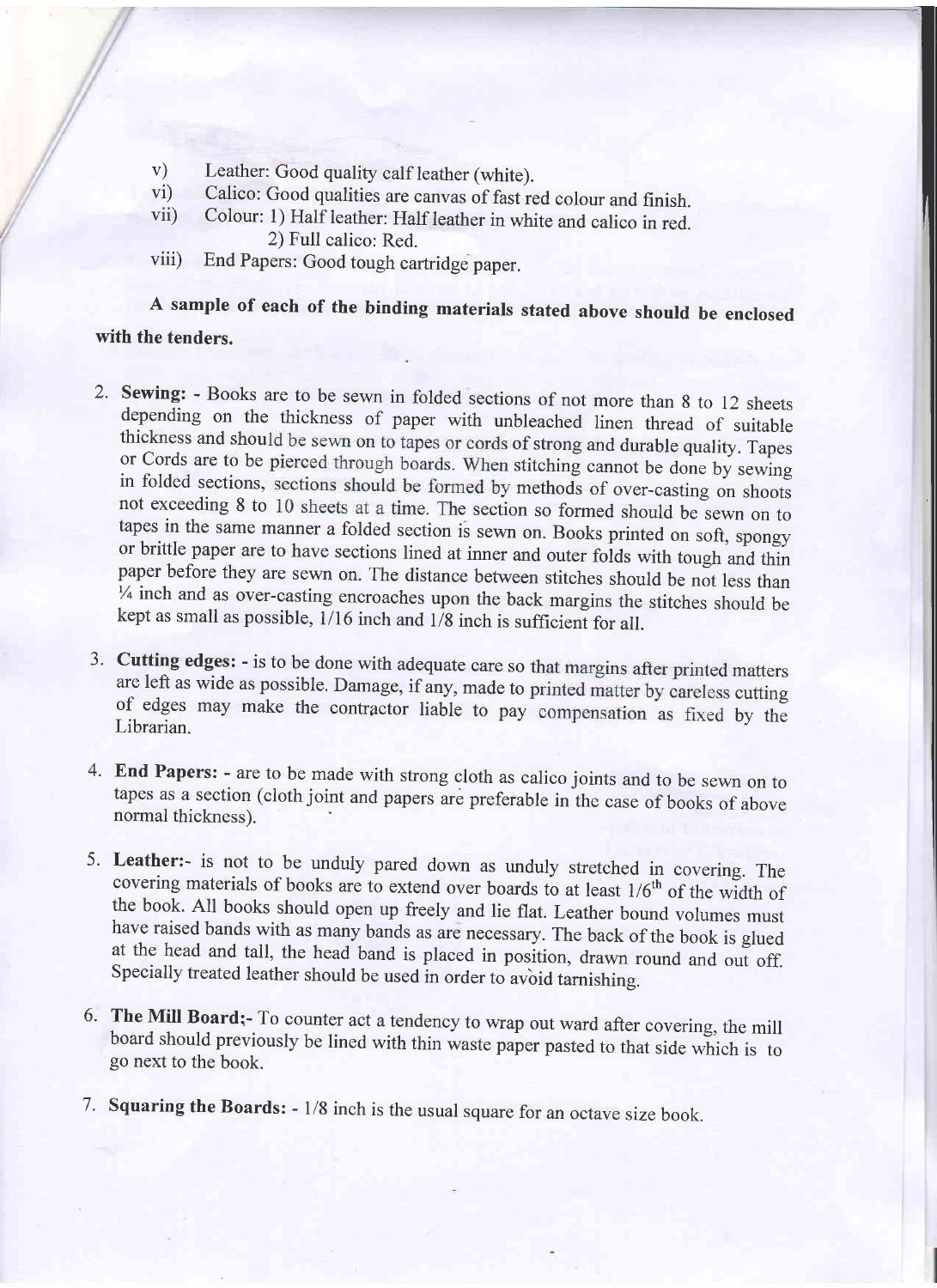v) Leather: Good quality calf leather (white).

vi) Calico: Good qualities are canvas of fast red colour and finish.

vii) Colour: 1) Half leather: Half leather in white and calico in red.
 2) Full calico: Red.

viii) End Papers: Good tough cartridge paper.

**A sample of each of the binding materials stated above should be enclosed with the tenders.**

2. **Sewing:** - Books are to be sewn in folded sections of not more than 8 to 12 sheets depending on the thickness of paper with unbleached linen thread of suitable thickness and should be sewn on to tapes or cords of strong and durable quality. Tapes or Cords are to be pierced through boards. When stitching cannot be done by sewing in folded sections, sections should be formed by methods of over-casting on shoots not exceeding 8 to 10 sheets at a time. The section so formed should be sewn on to tapes in the same manner a folded section is sewn on. Books printed on soft, spongy or brittle paper are to have sections lined at inner and outer folds with tough and thin paper before they are sewn on. The distance between stitches should be not less than ¼ inch and as over-casting encroaches upon the back margins the stitches should be kept as small as possible, 1/16 inch and 1/8 inch is sufficient for all.

3. **Cutting edges:** - is to be done with adequate care so that margins after printed matters are left as wide as possible. Damage, if any, made to printed matter by careless cutting of edges may make the contractor liable to pay compensation as fixed by the Librarian.

4. **End Papers:** - are to be made with strong cloth as calico joints and to be sewn on to tapes as a section (cloth joint and papers are preferable in the case of books of above normal thickness).

5. **Leather:**- is not to be unduly pared down as unduly stretched in covering. The covering materials of books are to extend over boards to at least 1/6th of the width of the book. All books should open up freely and lie flat. Leather bound volumes must have raised bands with as many bands as are necessary. The back of the book is glued at the head and tall, the head band is placed in position, drawn round and out off. Specially treated leather should be used in order to avoid tarnishing.

6. **The Mill Board;**- To counter act a tendency to wrap out ward after covering, the mill board should previously be lined with thin waste paper pasted to that side which is to go next to the book.

7. **Squaring the Boards:** - 1/8 inch is the usual square for an octave size book.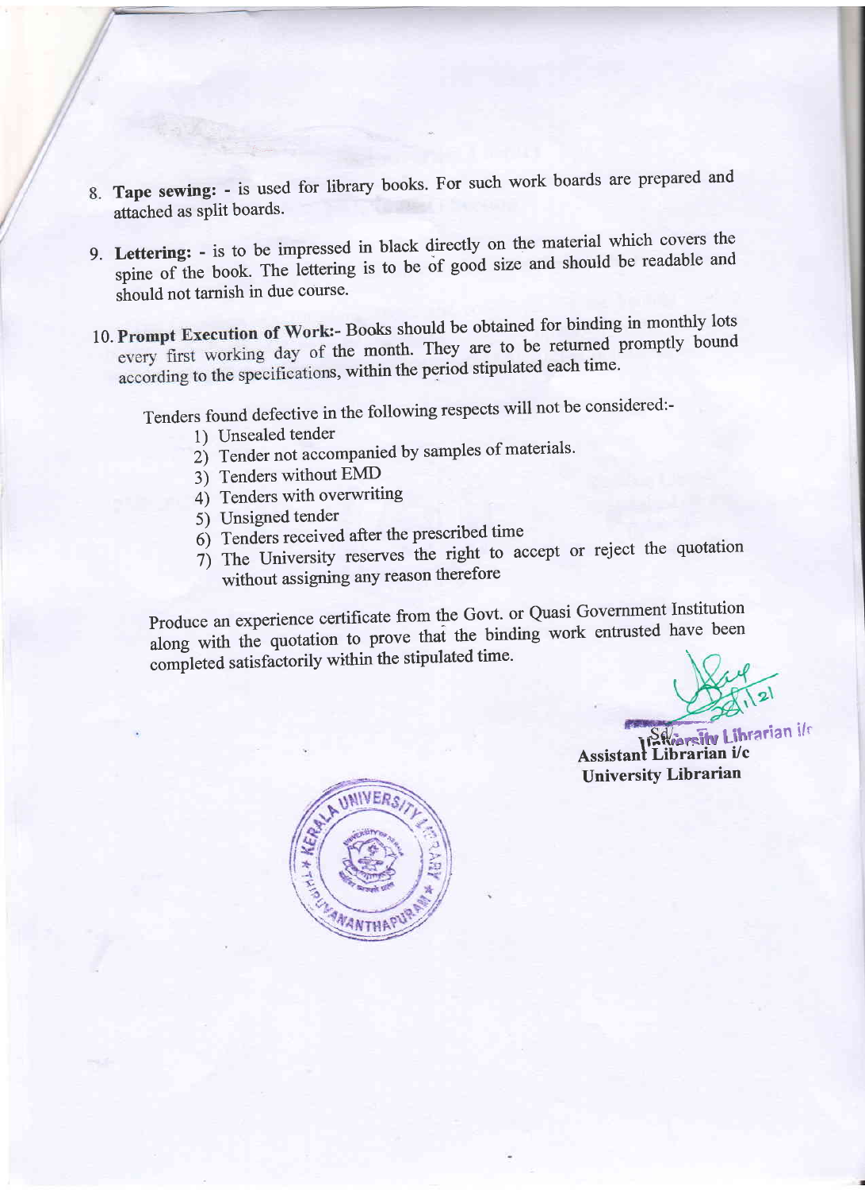8. **Tape sewing: -** is used for library books. For such work boards are prepared and attached as split boards.

9. **Lettering: -** is to be impressed in black directly on the material which covers the spine of the book. The lettering is to be of good size and should be readable and should not tarnish in due course.

10. **Prompt Execution of Work:-** Books should be obtained for binding in monthly lots every first working day of the month. They are to be returned promptly bound according to the specifications, within the period stipulated each time.

Tenders found defective in the following respects will not be considered:-

1) Unsealed tender
2) Tender not accompanied by samples of materials.
3) Tenders without EMD
4) Tenders with overwriting
5) Unsigned tender
6) Tenders received after the prescribed time
7) The University reserves the right to accept or reject the quotation without assigning any reason therefore

Produce an experience certificate from the Govt. or Quasi Government Institution along with the quotation to prove that the binding work entrusted have been completed satisfactorily within the stipulated time.

28/1/21

Sd/-
University Librarian i/c
Assistant Librarian i/c
University Librarian

KERALA UNIVERSITY LIBRARY
THIRUVANANTHAPURAM